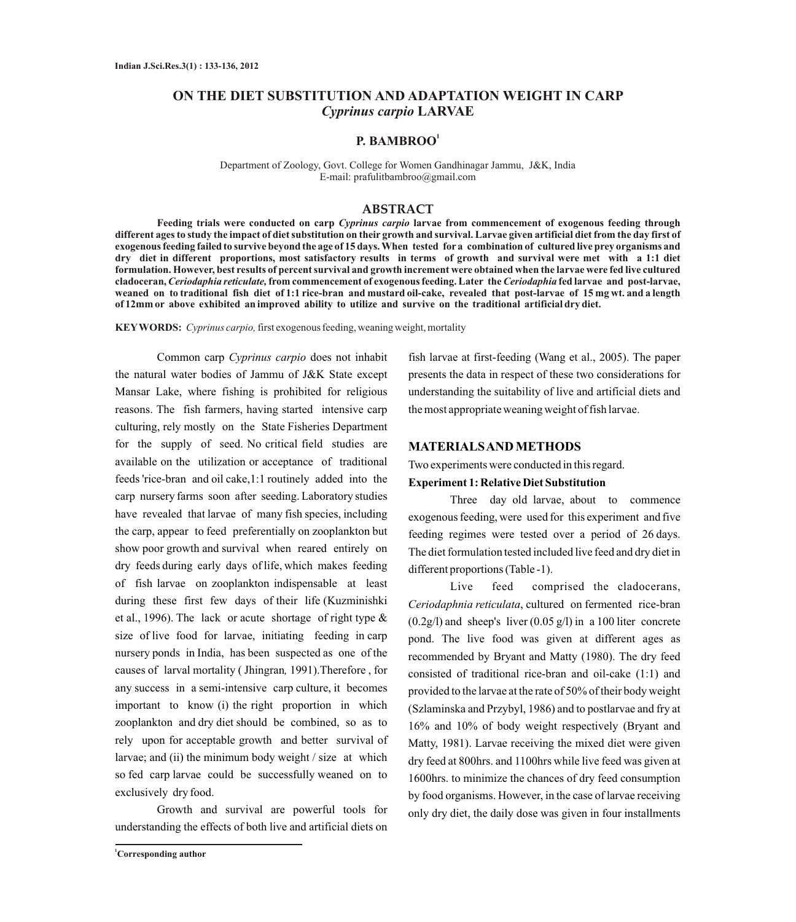# ON THE DIET SUBSTITUTION AND ADAPTATION WEIGHT IN CARP *Cyprinus carpio* LARVAE

**P. BAMBROO[1]**

Department of Zoology, Govt. College for Women Gandhinagar Jammu, J&K, India
E-mail: prafulitbambroo@gmail.com

## ABSTRACT

**Feeding trials were conducted on carp *Cyprinus carpio* larvae from commencement of exogenous feeding through different ages to study the impact of diet substitution on their growth and survival. Larvae given artificial diet from the day first of exogenous feeding failed to survive beyond the age of 15 days. When tested for a combination of cultured live prey organisms and dry diet in different proportions, most satisfactory results in terms of growth and survival were met with a 1:1 diet formulation. However, best results of percent survival and growth increment were obtained when the larvae were fed live cultured cladoceran, *Ceriodaphia reticulate,* from commencement of exogenous feeding. Later the *Ceriodaphia* fed larvae and post-larvae, weaned on to traditional fish diet of 1:1 rice-bran and mustard oil-cake, revealed that post-larvae of 15 mg wt. and a length of 12mm or above exhibited an improved ability to utilize and survive on the traditional artificial dry diet.**

**KEYWORDS:** *Cyprinus carpio,* first exogenous feeding, weaning weight, mortality

Common carp *Cyprinus carpio* does not inhabit the natural water bodies of Jammu of J&K State except Mansar Lake, where fishing is prohibited for religious reasons. The fish farmers, having started intensive carp culturing, rely mostly on the State Fisheries Department for the supply of seed. No critical field studies are available on the utilization or acceptance of traditional feeds 'rice-bran and oil cake,1:1 routinely added into the carp nursery farms soon after seeding. Laboratory studies have revealed that larvae of many fish species, including the carp, appear to feed preferentially on zooplankton but show poor growth and survival when reared entirely on dry feeds during early days of life, which makes feeding of fish larvae on zooplankton indispensable at least during these first few days of their life (Kuzminishki et al., 1996). The lack or acute shortage of right type & size of live food for larvae, initiating feeding in carp nursery ponds in India, has been suspected as one of the causes of larval mortality ( Jhingran*,* 1991).Therefore , for any success in a semi-intensive carp culture, it becomes important to know (i) the right proportion in which zooplankton and dry diet should be combined, so as to rely upon for acceptable growth and better survival of larvae; and (ii) the minimum body weight / size at which so fed carp larvae could be successfully weaned on to exclusively dry food.

Growth and survival are powerful tools for understanding the effects of both live and artificial diets on fish larvae at first-feeding (Wang et al., 2005). The paper presents the data in respect of these two considerations for understanding the suitability of live and artificial diets and the most appropriate weaning weight of fish larvae.

## MATERIALS AND METHODS

Two experiments were conducted in this regard.

**Experiment 1: Relative Diet Substitution**

Three day old larvae, about to commence exogenous feeding, were used for this experiment and five feeding regimes were tested over a period of 26 days. The diet formulation tested included live feed and dry diet in different proportions (Table -1).

Live feed comprised the cladocerans, *Ceriodaphia reticulata*, cultured on fermented rice-bran (0.2g/l) and sheep's liver (0.05 g/l) in a 100 liter concrete pond. The live food was given at different ages as recommended by Bryant and Matty (1980). The dry feed consisted of traditional rice-bran and oil-cake (1:1) and provided to the larvae at the rate of 50% of their body weight (Szlaminska and Przybyl, 1986) and to postlarvae and fry at 16% and 10% of body weight respectively (Bryant and Matty, 1981). Larvae receiving the mixed diet were given dry feed at 800hrs. and 1100hrs while live feed was given at 1600hrs. to minimize the chances of dry feed consumption by food organisms. However, in the case of larvae receiving only dry diet, the daily dose was given in four installments

[1]Corresponding author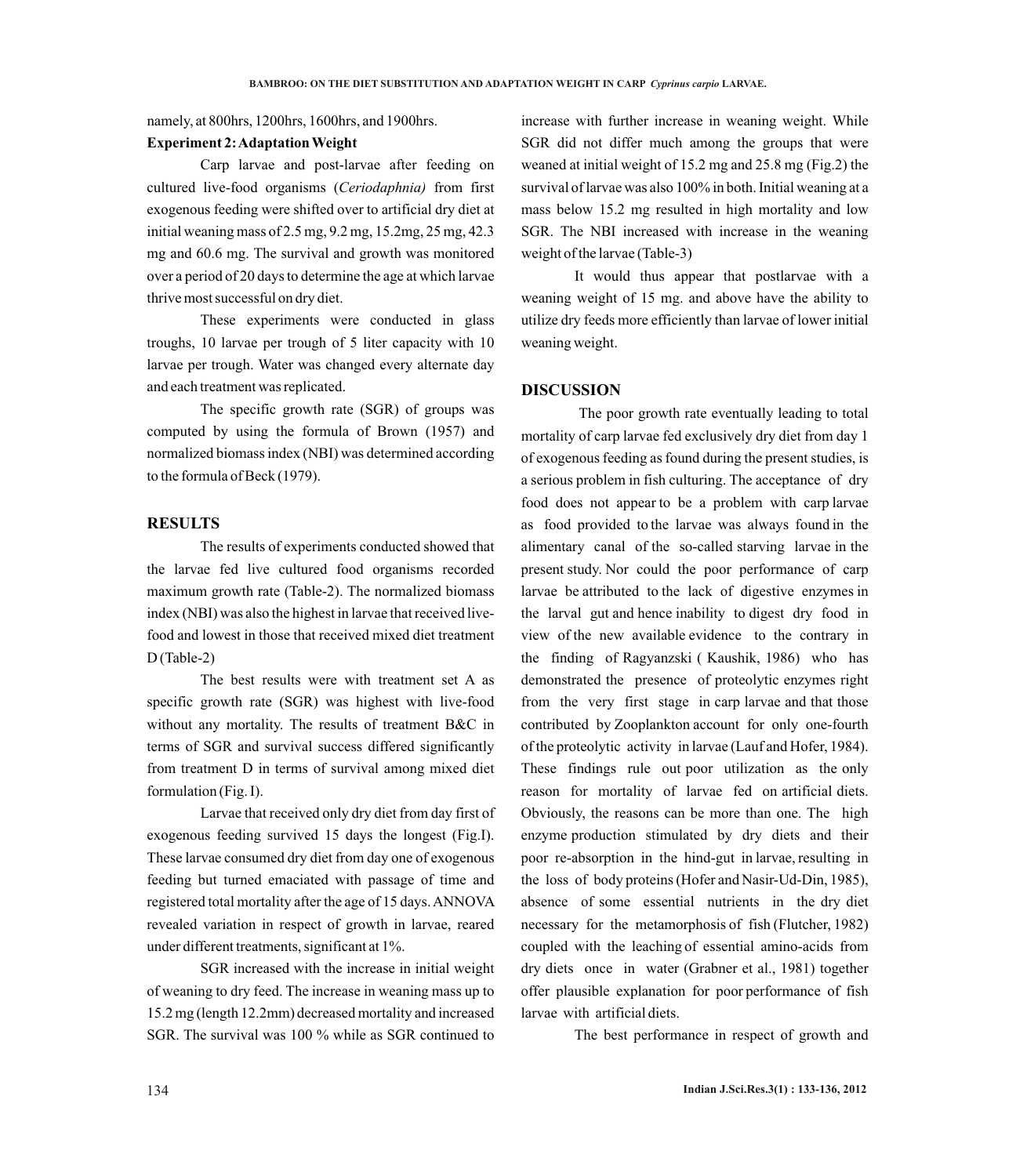namely, at 800hrs, 1200hrs, 1600hrs, and 1900hrs.

**Experiment 2: Adaptation Weight**

Carp larvae and post-larvae after feeding on cultured live-food organisms (*Ceriodaphnia)* from first exogenous feeding were shifted over to artificial dry diet at initial weaning mass of 2.5 mg, 9.2 mg, 15.2mg, 25 mg, 42.3 mg and 60.6 mg. The survival and growth was monitored over a period of 20 days to determine the age at which larvae thrive most successful on dry diet.

These experiments were conducted in glass troughs, 10 larvae per trough of 5 liter capacity with 10 larvae per trough. Water was changed every alternate day and each treatment was replicated.

The specific growth rate (SGR) of groups was computed by using the formula of Brown (1957) and normalized biomass index (NBI) was determined according to the formula of Beck (1979).

## RESULTS

The results of experiments conducted showed that the larvae fed live cultured food organisms recorded maximum growth rate (Table-2). The normalized biomass index (NBI) was also the highest in larvae that received live-food and lowest in those that received mixed diet treatment D (Table-2)

The best results were with treatment set A as specific growth rate (SGR) was highest with live-food without any mortality. The results of treatment B&C in terms of SGR and survival success differed significantly from treatment D in terms of survival among mixed diet formulation (Fig. I).

Larvae that received only dry diet from day first of exogenous feeding survived 15 days the longest (Fig.I). These larvae consumed dry diet from day one of exogenous feeding but turned emaciated with passage of time and registered total mortality after the age of 15 days. ANNOVA revealed variation in respect of growth in larvae, reared under different treatments, significant at 1%.

SGR increased with the increase in initial weight of weaning to dry feed. The increase in weaning mass up to 15.2 mg (length 12.2mm) decreased mortality and increased SGR. The survival was 100 % while as SGR continued to increase with further increase in weaning weight. While SGR did not differ much among the groups that were weaned at initial weight of 15.2 mg and 25.8 mg (Fig.2) the survival of larvae was also 100% in both. Initial weaning at a mass below 15.2 mg resulted in high mortality and low SGR. The NBI increased with increase in the weaning weight of the larvae (Table-3)

It would thus appear that postlarvae with a weaning weight of 15 mg. and above have the ability to utilize dry feeds more efficiently than larvae of lower initial weaning weight.

## DISCUSSION

The poor growth rate eventually leading to total mortality of carp larvae fed exclusively dry diet from day 1 of exogenous feeding as found during the present studies, is a serious problem in fish culturing. The acceptance of dry food does not appear to be a problem with carp larvae as food provided to the larvae was always found in the alimentary canal of the so-called starving larvae in the present study. Nor could the poor performance of carp larvae be attributed to the lack of digestive enzymes in the larval gut and hence inability to digest dry food in view of the new available evidence to the contrary in the finding of Ragyanzski ( Kaushik, 1986) who has demonstrated the presence of proteolytic enzymes right from the very first stage in carp larvae and that those contributed by Zooplankton account for only one-fourth of the proteolytic activity in larvae (Lauf and Hofer, 1984). These findings rule out poor utilization as the only reason for mortality of larvae fed on artificial diets. Obviously, the reasons can be more than one. The high enzyme production stimulated by dry diets and their poor re-absorption in the hind-gut in larvae, resulting in the loss of body proteins (Hofer and Nasir-Ud-Din, 1985), absence of some essential nutrients in the dry diet necessary for the metamorphosis of fish (Flutcher, 1982) coupled with the leaching of essential amino-acids from dry diets once in water (Grabner et al., 1981) together offer plausible explanation for poor performance of fish larvae with artificial diets.

The best performance in respect of growth and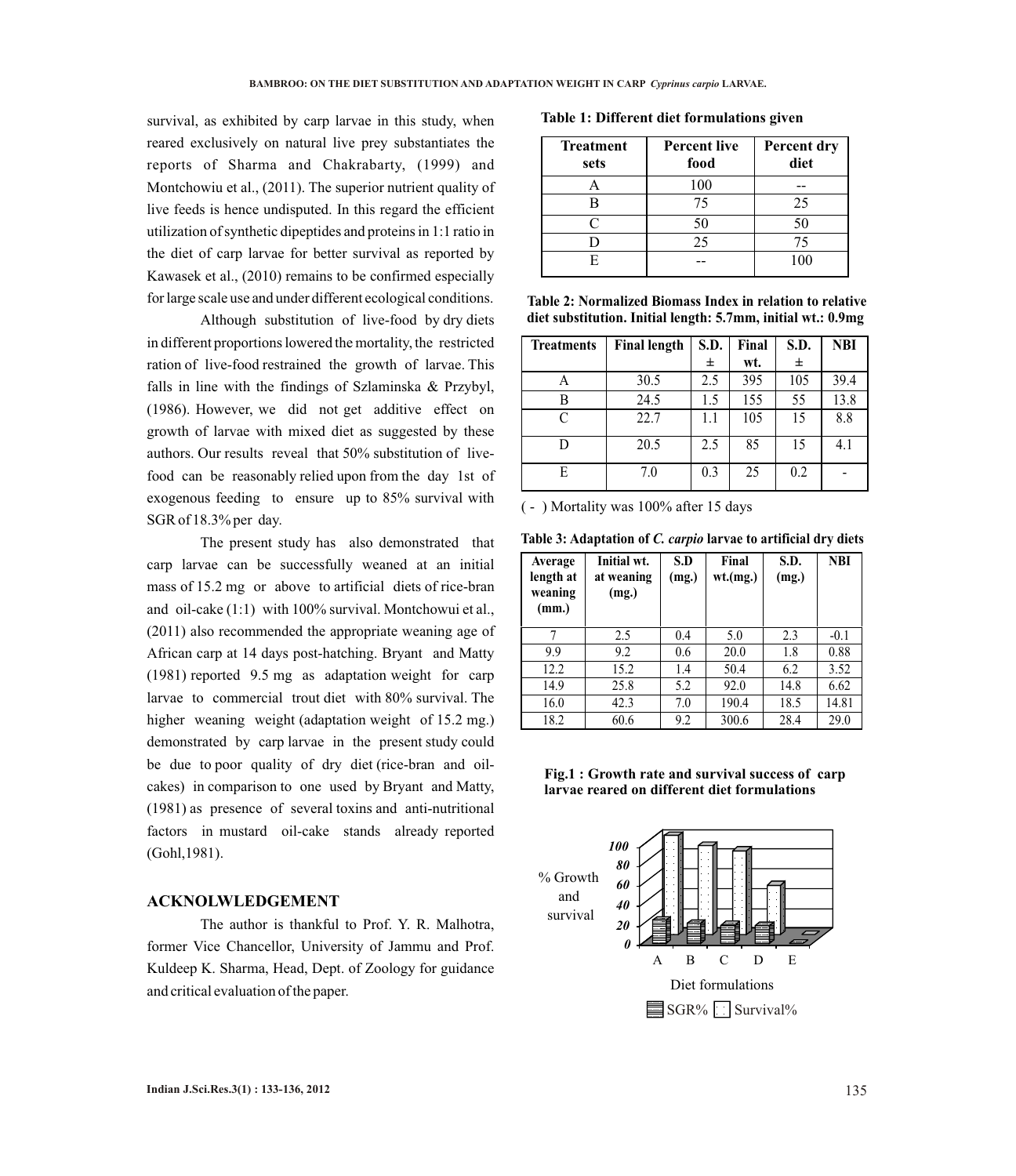survival, as exhibited by carp larvae in this study, when reared exclusively on natural live prey substantiates the reports of Sharma and Chakrabarty, (1999) and Montchowiu et al., (2011). The superior nutrient quality of live feeds is hence undisputed. In this regard the efficient utilization of synthetic dipeptides and proteins in 1:1 ratio in the diet of carp larvae for better survival as reported by Kawasek et al., (2010) remains to be confirmed especially for large scale use and under different ecological conditions.

Although substitution of live-food by dry diets in different proportions lowered the mortality, the restricted ration of live-food restrained the growth of larvae. This falls in line with the findings of Szlaminska & Przybyl, (1986). However, we did not get additive effect on growth of larvae with mixed diet as suggested by these authors. Our results reveal that 50% substitution of live-food can be reasonably relied upon from the day 1st of exogenous feeding to ensure up to 85% survival with SGR of 18.3% per day.

The present study has also demonstrated that carp larvae can be successfully weaned at an initial mass of 15.2 mg or above to artificial diets of rice-bran and oil-cake (1:1) with 100% survival. Montchowui et al., (2011) also recommended the appropriate weaning age of African carp at 14 days post-hatching. Bryant and Matty (1981) reported 9.5 mg as adaptation weight for carp larvae to commercial trout diet with 80% survival. The higher weaning weight (adaptation weight of 15.2 mg.) demonstrated by carp larvae in the present study could be due to poor quality of dry diet (rice-bran and oil-cakes) in comparison to one used by Bryant and Matty, (1981) as presence of several toxins and anti-nutritional factors in mustard oil-cake stands already reported (Gohl,1981).

## ACKNOLWLEDGEMENT

The author is thankful to Prof. Y. R. Malhotra, former Vice Chancellor, University of Jammu and Prof. Kuldeep K. Sharma, Head, Dept. of Zoology for guidance and critical evaluation of the paper.

**Table 1: Different diet formulations given**

| Treatment sets | Percent live food | Percent dry diet |
|---|---|---|
| A | 100 | -- |
| B | 75 | 25 |
| C | 50 | 50 |
| D | 25 | 75 |
| E | -- | 100 |

**Table 2: Normalized Biomass Index in relation to relative diet substitution. Initial length: 5.7mm, initial wt.: 0.9mg**

| Treatments | Final length | S.D. ± | Final wt. | S.D. ± | NBI |
|---|---|---|---|---|---|
| A | 30.5 | 2.5 | 395 | 105 | 39.4 |
| B | 24.5 | 1.5 | 155 | 55 | 13.8 |
| C | 22.7 | 1.1 | 105 | 15 | 8.8 |
| D | 20.5 | 2.5 | 85 | 15 | 4.1 |
| E | 7.0 | 0.3 | 25 | 0.2 | - |

( - ) Mortality was 100% after 15 days

**Table 3: Adaptation of *C. carpio* larvae to artificial dry diets**

| Average length at weaning (mm.) | Initial wt. at weaning (mg.) | S.D (mg.) | Final wt.(mg.) | S.D. (mg.) | NBI |
|---|---|---|---|---|---|
| 7 | 2.5 | 0.4 | 5.0 | 2.3 | -0.1 |
| 9.9 | 9.2 | 0.6 | 20.0 | 1.8 | 0.88 |
| 12.2 | 15.2 | 1.4 | 50.4 | 6.2 | 3.52 |
| 14.9 | 25.8 | 5.2 | 92.0 | 14.8 | 6.62 |
| 16.0 | 42.3 | 7.0 | 190.4 | 18.5 | 14.81 |
| 18.2 | 60.6 | 9.2 | 300.6 | 28.4 | 29.0 |

**Fig.1 : Growth rate and survival success of carp larvae reared on different diet formulations**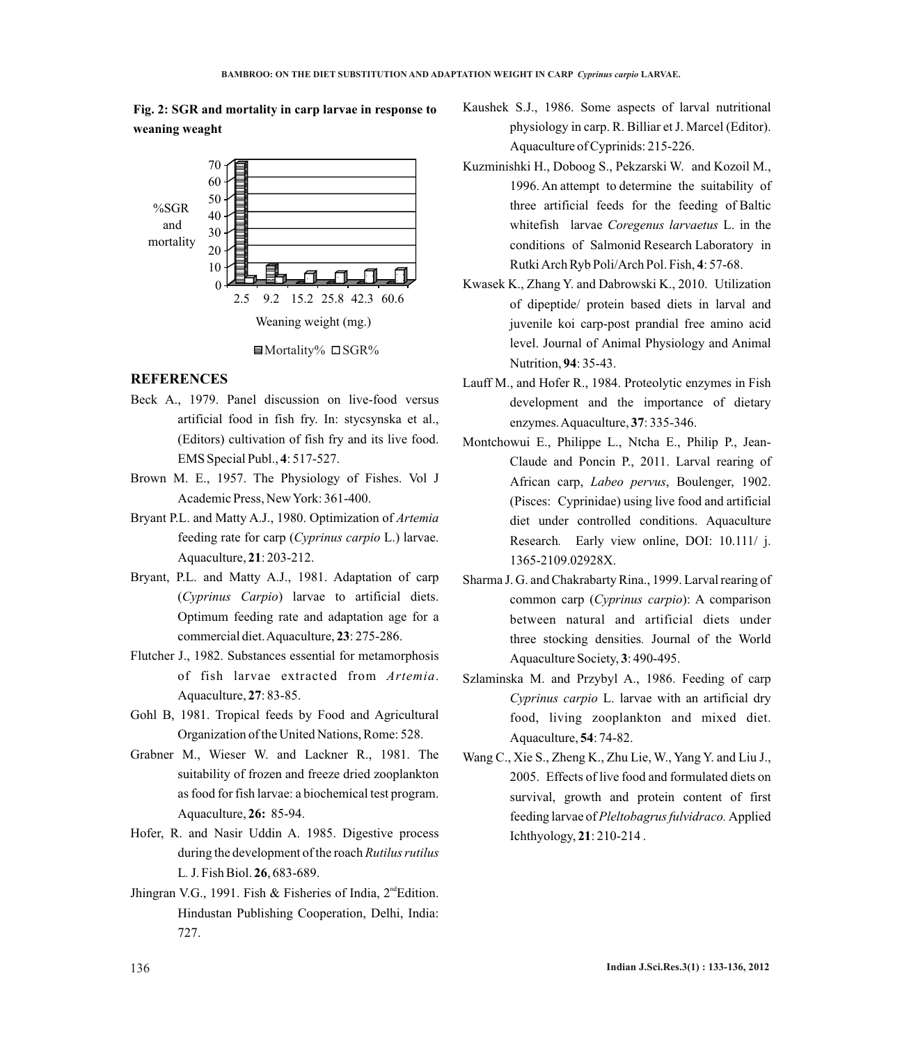**Fig. 2: SGR and mortality in carp larvae in response to weaning weaght**

%SGR and mortality

70
60
50
40
30
20
10
0

2.5 9.2 15.2 25.8 42.3 60.6

Weaning weight (mg.)

Mortality% SGR%

## REFERENCES

Beck A., 1979. Panel discussion on live-food versus artificial food in fish fry. In: stycsynska et al., (Editors) cultivation of fish fry and its live food. EMS Special Publ., **4**: 517-527.

Brown M. E., 1957. The Physiology of Fishes. Vol J Academic Press, New York: 361-400.

Bryant P.L. and Matty A.J., 1980. Optimization of *Artemia* feeding rate for carp (*Cyprinus carpio* L.) larvae. Aquaculture, **21**: 203-212.

Bryant, P.L. and Matty A.J., 1981. Adaptation of carp (*Cyprinus Carpio*) larvae to artificial diets. Optimum feeding rate and adaptation age for a commercial diet. Aquaculture, **23**: 275-286.

Flutcher J., 1982. Substances essential for metamorphosis of fish larvae extracted from *Artemia*. Aquaculture, **27**: 83-85.

Gohl B, 1981. Tropical feeds by Food and Agricultural Organization of the United Nations, Rome: 528.

Grabner M., Wieser W. and Lackner R., 1981. The suitability of frozen and freeze dried zooplankton as food for fish larvae: a biochemical test program. Aquaculture, **26:** 85-94.

Hofer, R. and Nasir Uddin A. 1985. Digestive process during the development of the roach *Rutilus rutilus* L. J. Fish Biol. **26**, 683-689.

Jhingran V.G., 1991. Fish & Fisheries of India, 2nd Edition. Hindustan Publishing Cooperation, Delhi, India: 727.

Kaushek S.J., 1986. Some aspects of larval nutritional physiology in carp. R. Billiar et J. Marcel (Editor). Aquaculture of Cyprinids: 215-226.

Kuzminishki H., Doboog S., Pekzarski W. and Kozoil M., 1996. An attempt to determine the suitability of three artificial feeds for the feeding of Baltic whitefish larvae *Coregenus larvaetus* L. in the conditions of Salmonid Research Laboratory in Rutki Arch Ryb Poli/Arch Pol. Fish, **4**: 57-68.

Kwasek K., Zhang Y. and Dabrowski K., 2010. Utilization of dipeptide/ protein based diets in larval and juvenile koi carp-post prandial free amino acid level. Journal of Animal Physiology and Animal Nutrition, **94**: 35-43.

Lauff M., and Hofer R., 1984. Proteolytic enzymes in Fish development and the importance of dietary enzymes. Aquaculture, **37**: 335-346.

Montchowui E., Philippe L., Ntcha E., Philip P., Jean-Claude and Poncin P., 2011. Larval rearing of African carp, *Labeo pervus*, Boulenger, 1902. (Pisces: Cyprinidae) using live food and artificial diet under controlled conditions. Aquaculture Research*.* Early view online, DOI: 10.111/ j. 1365-2109.02928X.

Sharma J. G. and Chakrabarty Rina., 1999. Larval rearing of common carp (*Cyprinus carpio*): A comparison between natural and artificial diets under three stocking densities*.* Journal of the World Aquaculture Society, **3**: 490-495.

Szlaminska M. and Przybyl A., 1986. Feeding of carp *Cyprinus carpio* L. larvae with an artificial dry food, living zooplankton and mixed diet. Aquaculture, **54**: 74-82.

Wang C., Xie S., Zheng K., Zhu Lie, W., Yang Y. and Liu J., 2005. Effects of live food and formulated diets on survival, growth and protein content of first feeding larvae of *Pleltobagrus fulvidraco.* Applied Ichthyology, **21**: 210-214 .